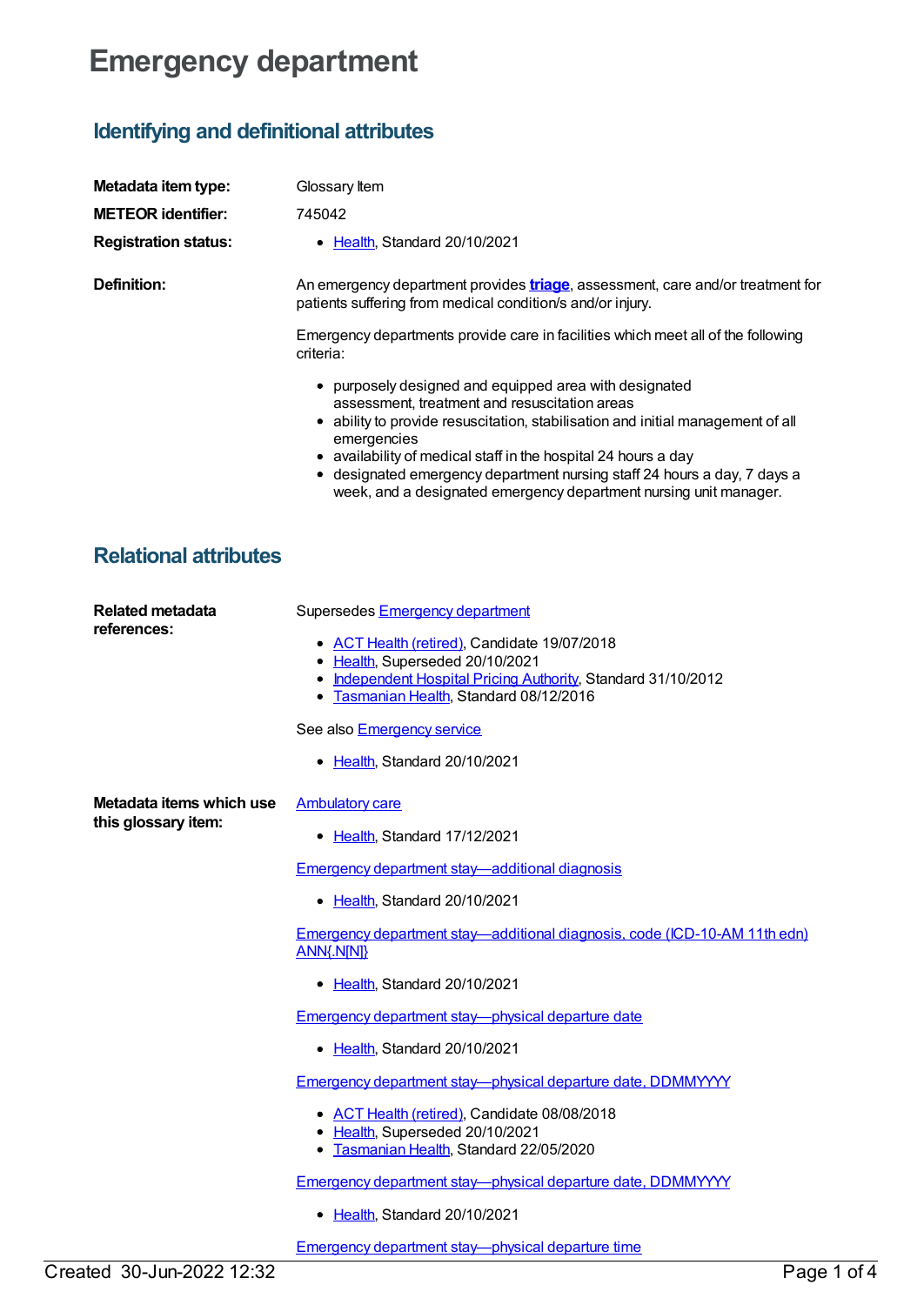# Emergency department

## Identifying and definitional attributes

**Metadata item type:** Glossary Item

**METEOR identifier:** 745042

**Registration status:**

- Health, Standard 20/10/2021

**Definition:**

An emergency department provides **triage**, assessment, care and/or treatment for patients suffering from medical condition/s and/or injury.

Emergency departments provide care in facilities which meet all of the following criteria:

- purposely designed and equipped area with designated assessment, treatment and resuscitation areas
- ability to provide resuscitation, stabilisation and initial management of all emergencies
- availability of medical staff in the hospital 24 hours a day
- designated emergency department nursing staff 24 hours a day, 7 days a week, and a designated emergency department nursing unit manager.

## Relational attributes

**Related metadata references:**

Supersedes Emergency department

- ACT Health (retired), Candidate 19/07/2018
- Health, Superseded 20/10/2021
- Independent Hospital Pricing Authority, Standard 31/10/2012
- Tasmanian Health, Standard 08/12/2016

See also Emergency service

- Health, Standard 20/10/2021

**Metadata items which use this glossary item:**

Ambulatory care

- Health, Standard 17/12/2021

Emergency department stay—additional diagnosis

- Health, Standard 20/10/2021

Emergency department stay—additional diagnosis, code (ICD-10-AM 11th edn) ANN{.N[N]}

- Health, Standard 20/10/2021

Emergency department stay—physical departure date

- Health, Standard 20/10/2021

Emergency department stay—physical departure date, DDMMYYYY

- ACT Health (retired), Candidate 08/08/2018
- Health, Superseded 20/10/2021
- Tasmanian Health, Standard 22/05/2020

Emergency department stay—physical departure date, DDMMYYYY

- Health, Standard 20/10/2021

Emergency department stay—physical departure time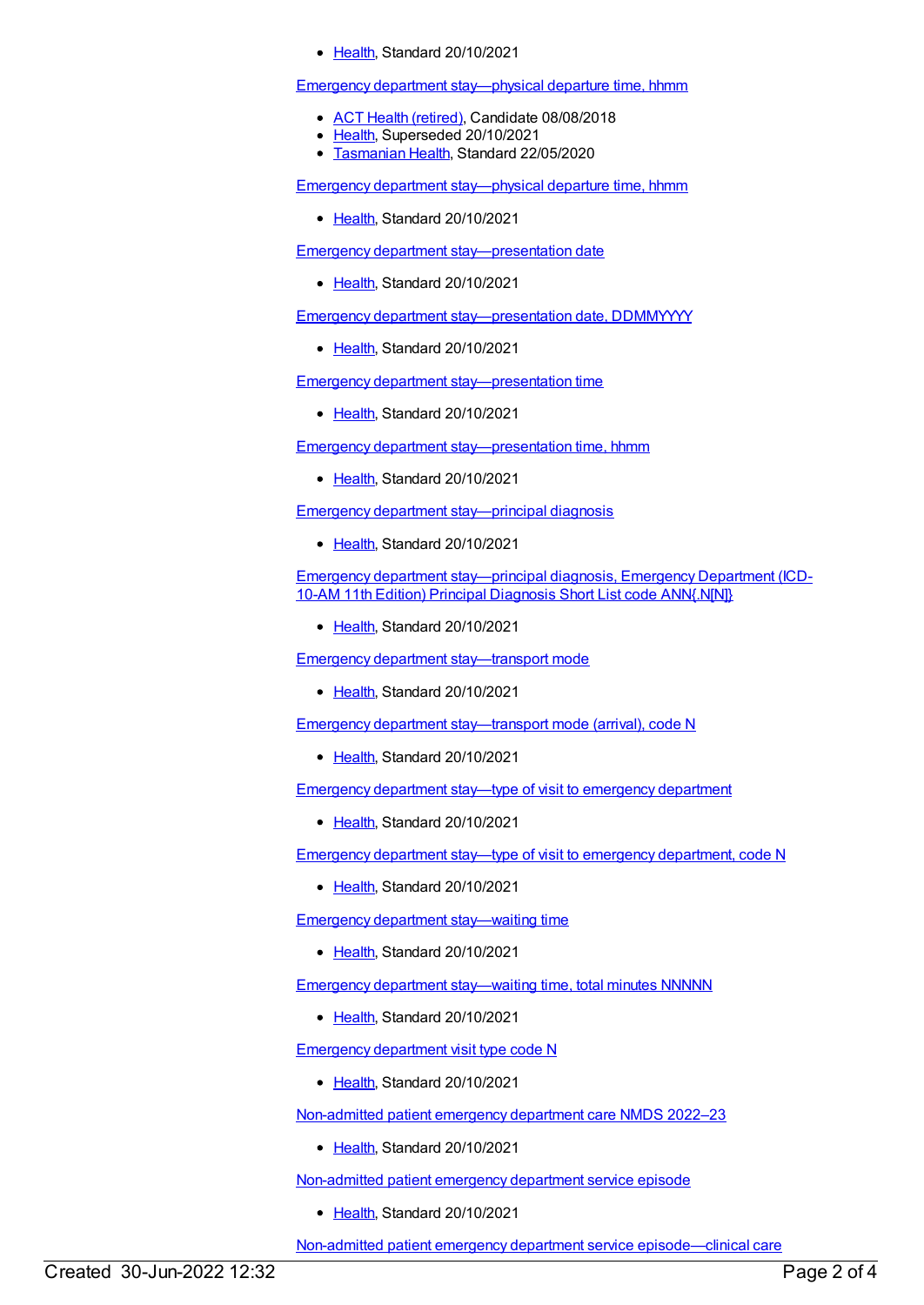- Health, Standard 20/10/2021

Emergency department stay—physical departure time, hhmm

- ACT Health (retired), Candidate 08/08/2018
- Health, Superseded 20/10/2021
- Tasmanian Health, Standard 22/05/2020

Emergency department stay—physical departure time, hhmm

- Health, Standard 20/10/2021

Emergency department stay—presentation date

- Health, Standard 20/10/2021

Emergency department stay—presentation date, DDMMYYYY

- Health, Standard 20/10/2021

Emergency department stay—presentation time

- Health, Standard 20/10/2021

Emergency department stay—presentation time, hhmm

- Health, Standard 20/10/2021

Emergency department stay—principal diagnosis

- Health, Standard 20/10/2021

Emergency department stay—principal diagnosis, Emergency Department (ICD-10-AM 11th Edition) Principal Diagnosis Short List code ANN{.N[N]}

- Health, Standard 20/10/2021

Emergency department stay—transport mode

- Health, Standard 20/10/2021

Emergency department stay—transport mode (arrival), code N

- Health, Standard 20/10/2021

Emergency department stay—type of visit to emergency department

- Health, Standard 20/10/2021

Emergency department stay—type of visit to emergency department, code N

- Health, Standard 20/10/2021

Emergency department stay—waiting time

- Health, Standard 20/10/2021

Emergency department stay—waiting time, total minutes NNNNN

- Health, Standard 20/10/2021

Emergency department visit type code N

- Health, Standard 20/10/2021

Non-admitted patient emergency department care NMDS 2022–23

- Health, Standard 20/10/2021

Non-admitted patient emergency department service episode

- Health, Standard 20/10/2021

Non-admitted patient emergency department service episode—clinical care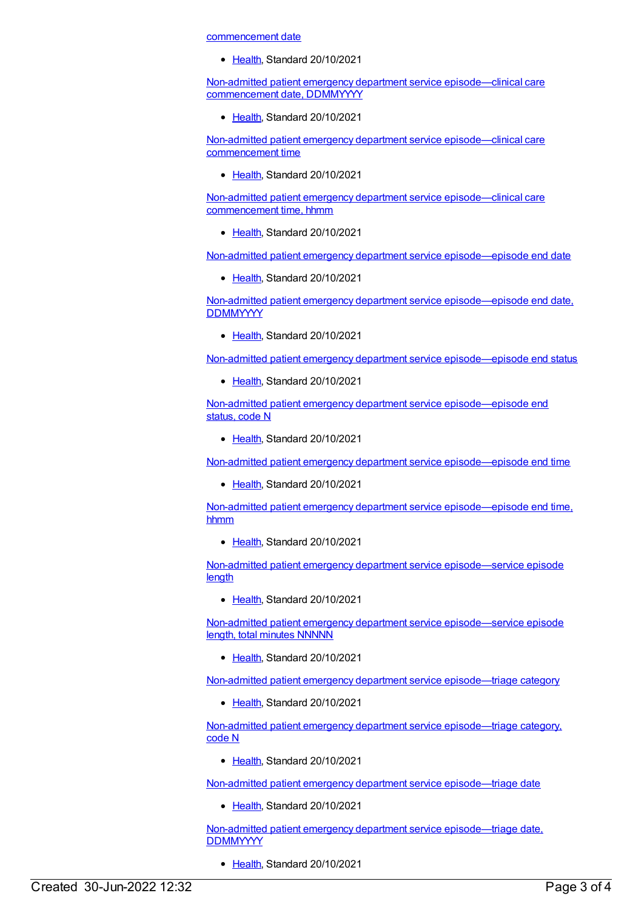commencement date

- Health, Standard 20/10/2021

Non-admitted patient emergency department service episode—clinical care commencement date, DDMMYYYY

- Health, Standard 20/10/2021

Non-admitted patient emergency department service episode—clinical care commencement time

- Health, Standard 20/10/2021

Non-admitted patient emergency department service episode—clinical care commencement time, hhmm

- Health, Standard 20/10/2021

Non-admitted patient emergency department service episode—episode end date

- Health, Standard 20/10/2021

Non-admitted patient emergency department service episode—episode end date, DDMMYYYY

- Health, Standard 20/10/2021

Non-admitted patient emergency department service episode—episode end status

- Health, Standard 20/10/2021

Non-admitted patient emergency department service episode—episode end status, code N

- Health, Standard 20/10/2021

Non-admitted patient emergency department service episode—episode end time

- Health, Standard 20/10/2021

Non-admitted patient emergency department service episode—episode end time, hhmm

- Health, Standard 20/10/2021

Non-admitted patient emergency department service episode—service episode length

- Health, Standard 20/10/2021

Non-admitted patient emergency department service episode—service episode length, total minutes NNNNN

- Health, Standard 20/10/2021

Non-admitted patient emergency department service episode—triage category

- Health, Standard 20/10/2021

Non-admitted patient emergency department service episode—triage category, code N

- Health, Standard 20/10/2021

Non-admitted patient emergency department service episode—triage date

- Health, Standard 20/10/2021

Non-admitted patient emergency department service episode—triage date, DDMMYYYY

- Health, Standard 20/10/2021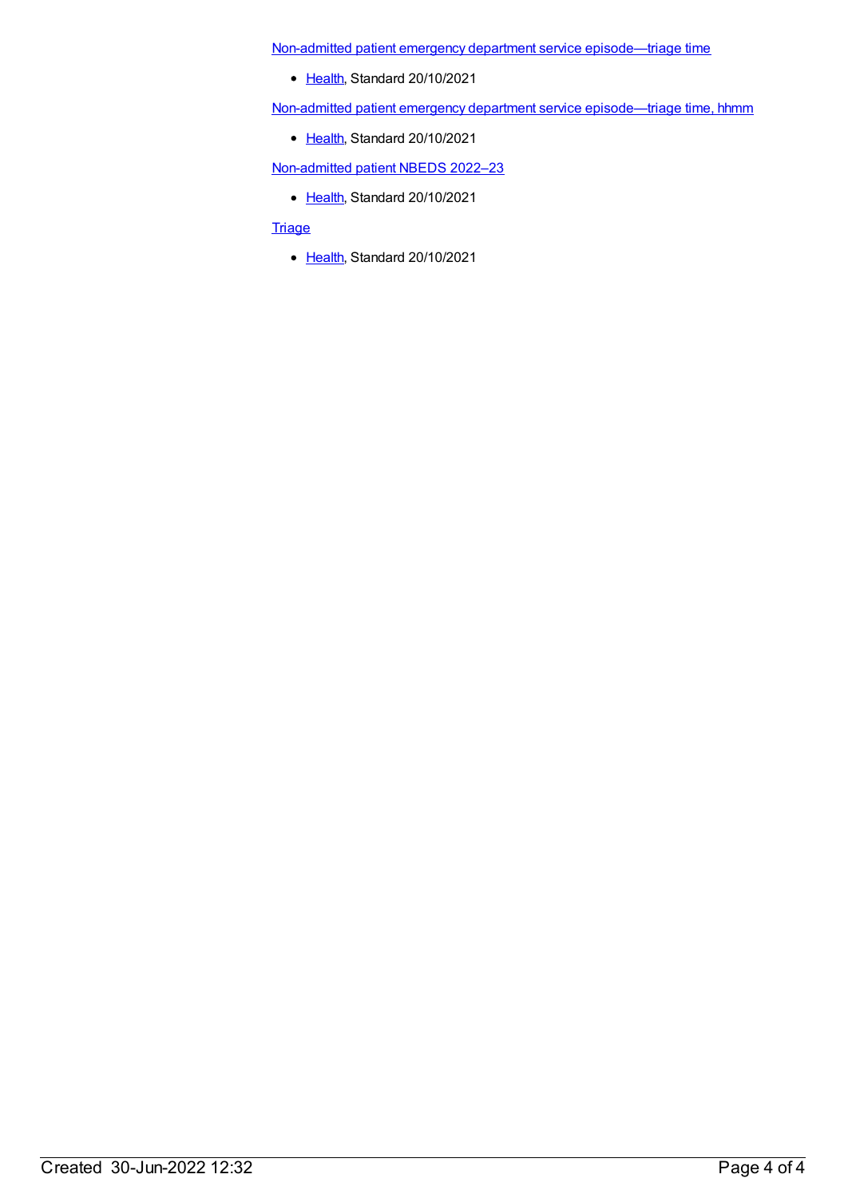Non-admitted patient emergency department service episode—triage time

- Health, Standard 20/10/2021

Non-admitted patient emergency department service episode—triage time, hhmm

- Health, Standard 20/10/2021

Non-admitted patient NBEDS 2022–23

- Health, Standard 20/10/2021

Triage

- Health, Standard 20/10/2021